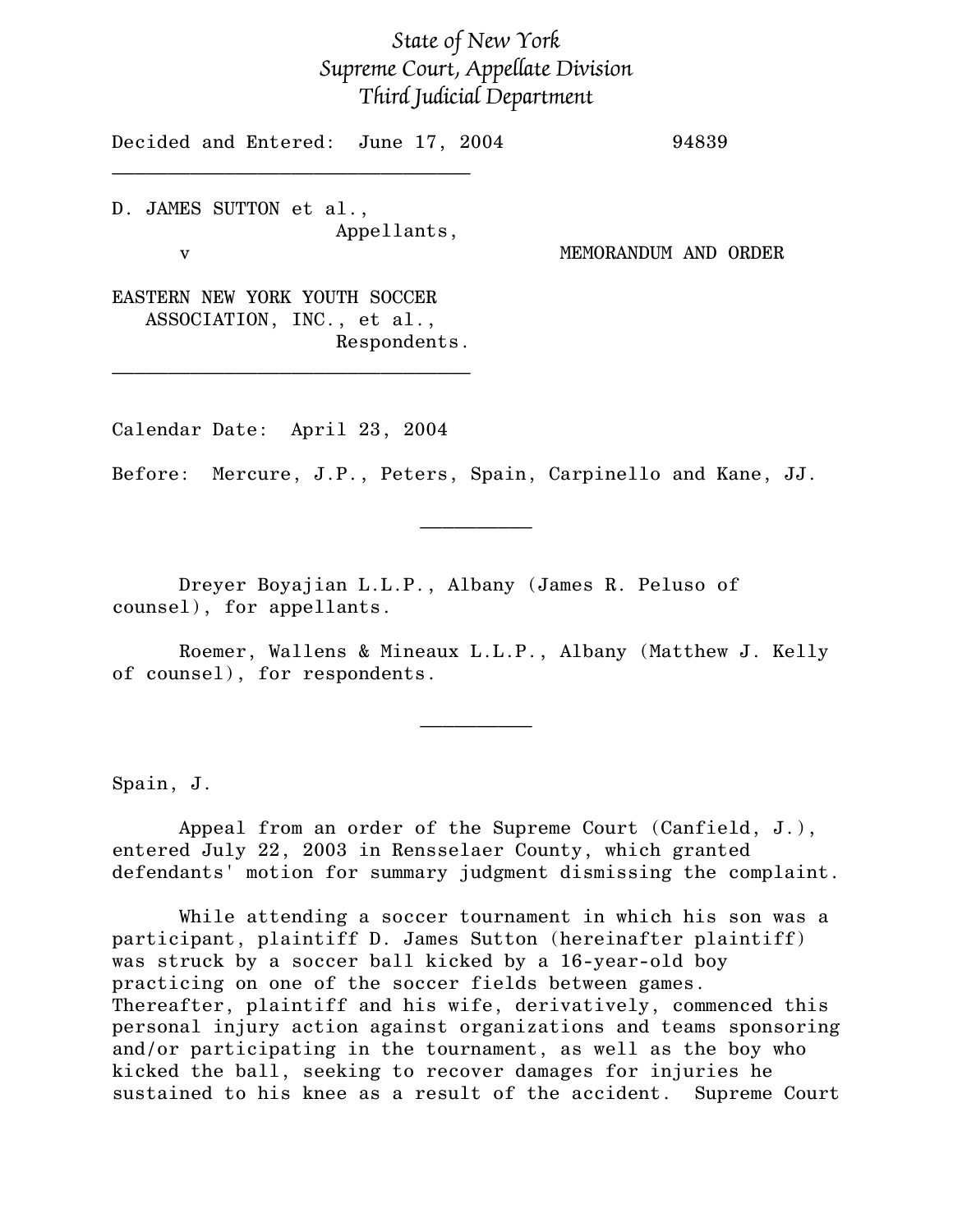*State of New York*
*Supreme Court, Appellate Division*
*Third Judicial Department*

Decided and Entered: June 17, 2004 94839

---

D. JAMES SUTTON et al.,
Appellants,

v MEMORANDUM AND ORDER

EASTERN NEW YORK YOUTH SOCCER ASSOCIATION, INC., et al.,
Respondents.

---

Calendar Date: April 23, 2004

Before: Mercure, J.P., Peters, Spain, Carpinello and Kane, JJ.

---

Dreyer Boyajian L.L.P., Albany (James R. Peluso of counsel), for appellants.

Roemer, Wallens & Mineaux L.L.P., Albany (Matthew J. Kelly of counsel), for respondents.

---

Spain, J.

Appeal from an order of the Supreme Court (Canfield, J.), entered July 22, 2003 in Rensselaer County, which granted defendants' motion for summary judgment dismissing the complaint.

While attending a soccer tournament in which his son was a participant, plaintiff D. James Sutton (hereinafter plaintiff) was struck by a soccer ball kicked by a 16-year-old boy practicing on one of the soccer fields between games. Thereafter, plaintiff and his wife, derivatively, commenced this personal injury action against organizations and teams sponsoring and/or participating in the tournament, as well as the boy who kicked the ball, seeking to recover damages for injuries he sustained to his knee as a result of the accident. Supreme Court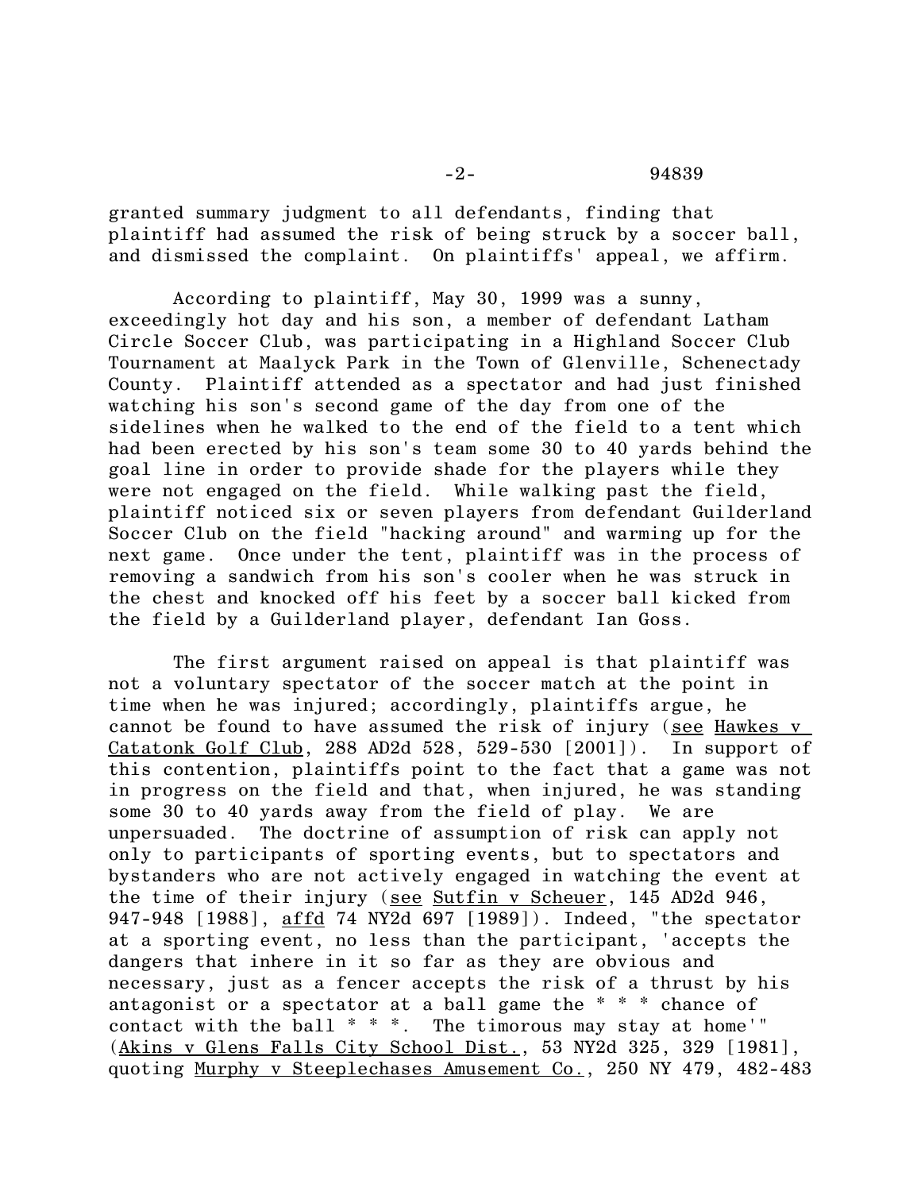granted summary judgment to all defendants, finding that plaintiff had assumed the risk of being struck by a soccer ball, and dismissed the complaint. On plaintiffs' appeal, we affirm.

According to plaintiff, May 30, 1999 was a sunny, exceedingly hot day and his son, a member of defendant Latham Circle Soccer Club, was participating in a Highland Soccer Club Tournament at Maalyck Park in the Town of Glenville, Schenectady County. Plaintiff attended as a spectator and had just finished watching his son's second game of the day from one of the sidelines when he walked to the end of the field to a tent which had been erected by his son's team some 30 to 40 yards behind the goal line in order to provide shade for the players while they were not engaged on the field. While walking past the field, plaintiff noticed six or seven players from defendant Guilderland Soccer Club on the field "hacking around" and warming up for the next game. Once under the tent, plaintiff was in the process of removing a sandwich from his son's cooler when he was struck in the chest and knocked off his feet by a soccer ball kicked from the field by a Guilderland player, defendant Ian Goss.

The first argument raised on appeal is that plaintiff was not a voluntary spectator of the soccer match at the point in time when he was injured; accordingly, plaintiffs argue, he cannot be found to have assumed the risk of injury (see Hawkes v Catatonk Golf Club, 288 AD2d 528, 529-530 [2001]). In support of this contention, plaintiffs point to the fact that a game was not in progress on the field and that, when injured, he was standing some 30 to 40 yards away from the field of play. We are unpersuaded. The doctrine of assumption of risk can apply not only to participants of sporting events, but to spectators and bystanders who are not actively engaged in watching the event at the time of their injury (see Sutfin v Scheuer, 145 AD2d 946, 947-948 [1988], affd 74 NY2d 697 [1989]). Indeed, "the spectator at a sporting event, no less than the participant, 'accepts the dangers that inhere in it so far as they are obvious and necessary, just as a fencer accepts the risk of a thrust by his antagonist or a spectator at a ball game the * * * chance of contact with the ball * * *. The timorous may stay at home'" (Akins v Glens Falls City School Dist., 53 NY2d 325, 329 [1981], quoting Murphy v Steeplechases Amusement Co., 250 NY 479, 482-483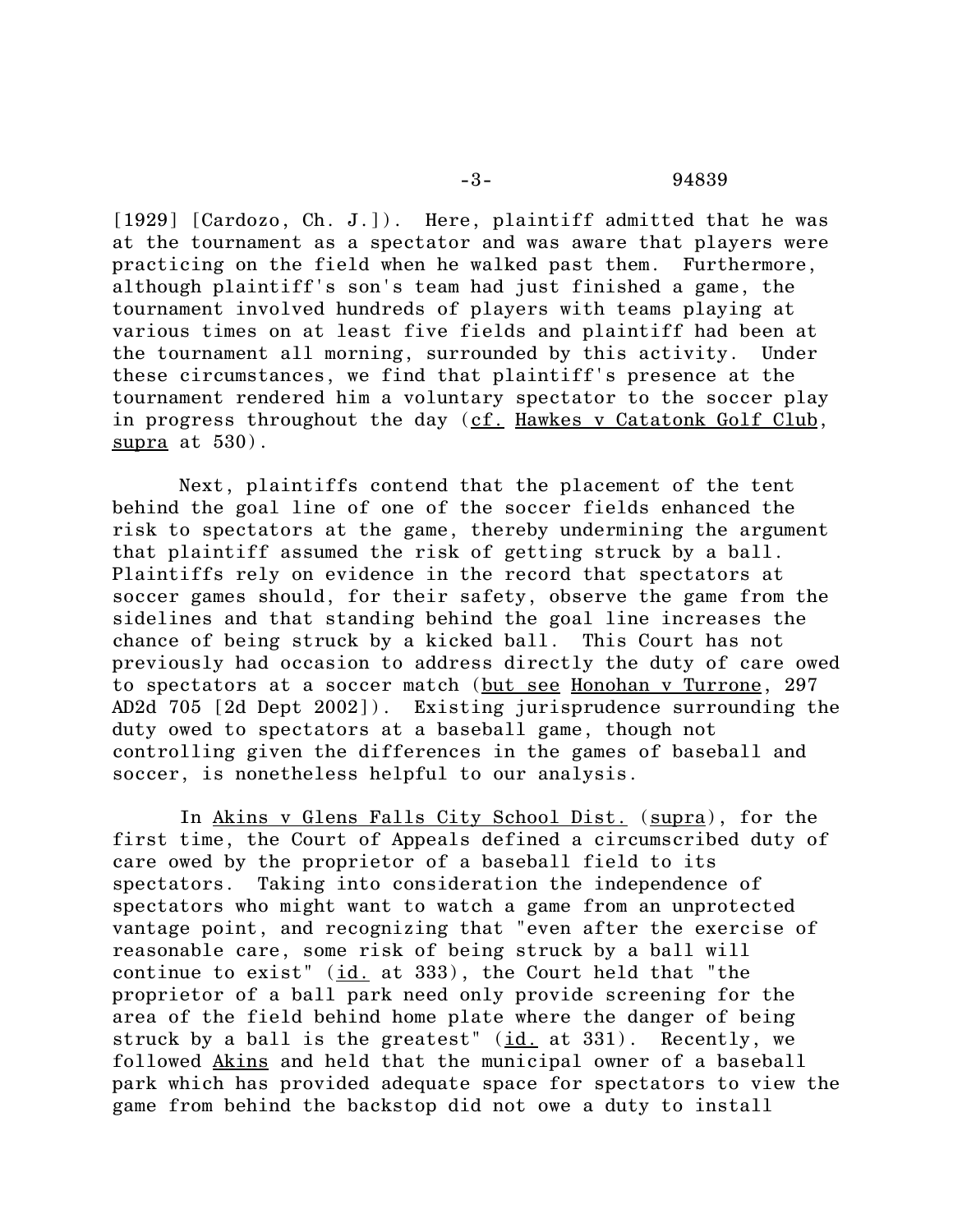[1929] [Cardozo, Ch. J.]). Here, plaintiff admitted that he was at the tournament as a spectator and was aware that players were practicing on the field when he walked past them. Furthermore, although plaintiff's son's team had just finished a game, the tournament involved hundreds of players with teams playing at various times on at least five fields and plaintiff had been at the tournament all morning, surrounded by this activity. Under these circumstances, we find that plaintiff's presence at the tournament rendered him a voluntary spectator to the soccer play in progress throughout the day (cf. Hawkes v Catatonk Golf Club, supra at 530).

Next, plaintiffs contend that the placement of the tent behind the goal line of one of the soccer fields enhanced the risk to spectators at the game, thereby undermining the argument that plaintiff assumed the risk of getting struck by a ball. Plaintiffs rely on evidence in the record that spectators at soccer games should, for their safety, observe the game from the sidelines and that standing behind the goal line increases the chance of being struck by a kicked ball. This Court has not previously had occasion to address directly the duty of care owed to spectators at a soccer match (but see Honohan v Turrone, 297 AD2d 705 [2d Dept 2002]). Existing jurisprudence surrounding the duty owed to spectators at a baseball game, though not controlling given the differences in the games of baseball and soccer, is nonetheless helpful to our analysis.

In Akins v Glens Falls City School Dist. (supra), for the first time, the Court of Appeals defined a circumscribed duty of care owed by the proprietor of a baseball field to its spectators. Taking into consideration the independence of spectators who might want to watch a game from an unprotected vantage point, and recognizing that "even after the exercise of reasonable care, some risk of being struck by a ball will continue to exist" (id. at 333), the Court held that "the proprietor of a ball park need only provide screening for the area of the field behind home plate where the danger of being struck by a ball is the greatest" (id. at 331). Recently, we followed Akins and held that the municipal owner of a baseball park which has provided adequate space for spectators to view the game from behind the backstop did not owe a duty to install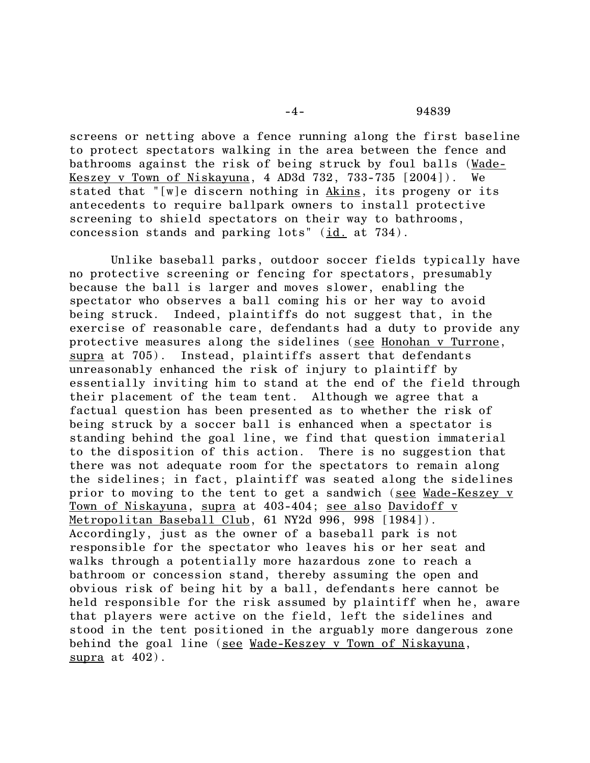screens or netting above a fence running along the first baseline to protect spectators walking in the area between the fence and bathrooms against the risk of being struck by foul balls (Wade-Keszey v Town of Niskayuna, 4 AD3d 732, 733-735 [2004]). We stated that "[w]e discern nothing in Akins, its progeny or its antecedents to require ballpark owners to install protective screening to shield spectators on their way to bathrooms, concession stands and parking lots" (id. at 734).

Unlike baseball parks, outdoor soccer fields typically have no protective screening or fencing for spectators, presumably because the ball is larger and moves slower, enabling the spectator who observes a ball coming his or her way to avoid being struck. Indeed, plaintiffs do not suggest that, in the exercise of reasonable care, defendants had a duty to provide any protective measures along the sidelines (see Honohan v Turrone, supra at 705). Instead, plaintiffs assert that defendants unreasonably enhanced the risk of injury to plaintiff by essentially inviting him to stand at the end of the field through their placement of the team tent. Although we agree that a factual question has been presented as to whether the risk of being struck by a soccer ball is enhanced when a spectator is standing behind the goal line, we find that question immaterial to the disposition of this action. There is no suggestion that there was not adequate room for the spectators to remain along the sidelines; in fact, plaintiff was seated along the sidelines prior to moving to the tent to get a sandwich (see Wade-Keszey v Town of Niskayuna, supra at 403-404; see also Davidoff v Metropolitan Baseball Club, 61 NY2d 996, 998 [1984]). Accordingly, just as the owner of a baseball park is not responsible for the spectator who leaves his or her seat and walks through a potentially more hazardous zone to reach a bathroom or concession stand, thereby assuming the open and obvious risk of being hit by a ball, defendants here cannot be held responsible for the risk assumed by plaintiff when he, aware that players were active on the field, left the sidelines and stood in the tent positioned in the arguably more dangerous zone behind the goal line (see Wade-Keszey v Town of Niskayuna, supra at 402).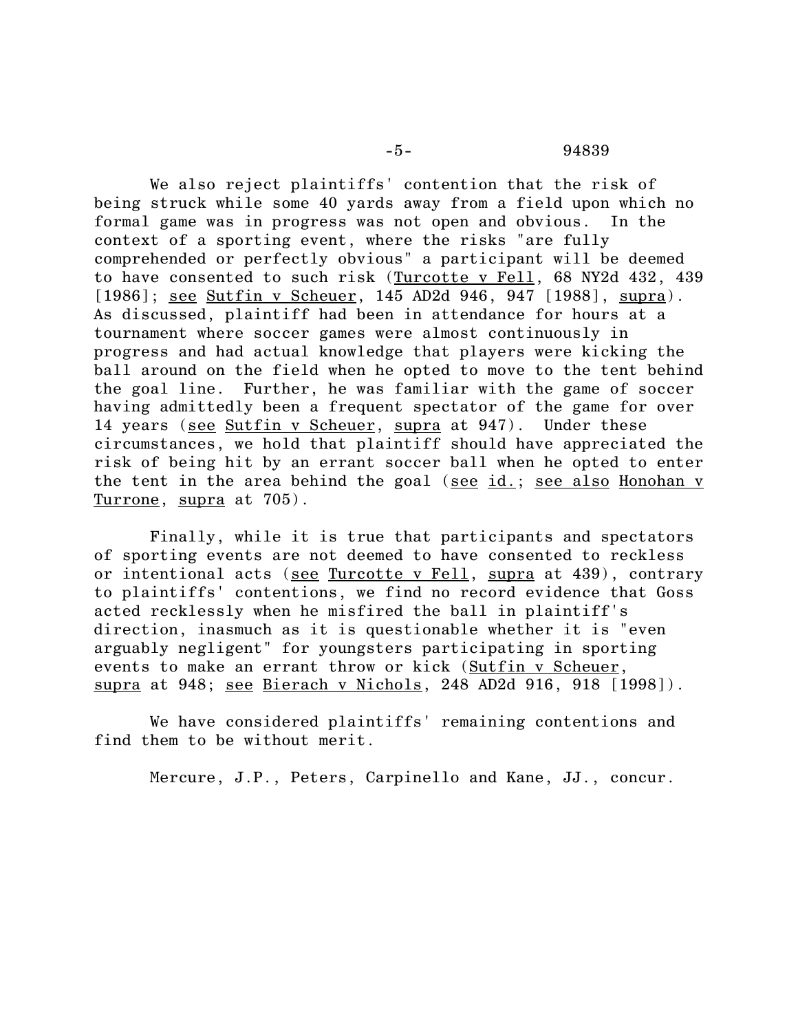We also reject plaintiffs' contention that the risk of being struck while some 40 yards away from a field upon which no formal game was in progress was not open and obvious. In the context of a sporting event, where the risks "are fully comprehended or perfectly obvious" a participant will be deemed to have consented to such risk (Turcotte v Fell, 68 NY2d 432, 439 [1986]; see Sutfin v Scheuer, 145 AD2d 946, 947 [1988], supra). As discussed, plaintiff had been in attendance for hours at a tournament where soccer games were almost continuously in progress and had actual knowledge that players were kicking the ball around on the field when he opted to move to the tent behind the goal line. Further, he was familiar with the game of soccer having admittedly been a frequent spectator of the game for over 14 years (see Sutfin v Scheuer, supra at 947). Under these circumstances, we hold that plaintiff should have appreciated the risk of being hit by an errant soccer ball when he opted to enter the tent in the area behind the goal (see id.; see also Honohan v Turrone, supra at 705).

Finally, while it is true that participants and spectators of sporting events are not deemed to have consented to reckless or intentional acts (see Turcotte v Fell, supra at 439), contrary to plaintiffs' contentions, we find no record evidence that Goss acted recklessly when he misfired the ball in plaintiff's direction, inasmuch as it is questionable whether it is "even arguably negligent" for youngsters participating in sporting events to make an errant throw or kick (Sutfin v Scheuer, supra at 948; see Bierach v Nichols, 248 AD2d 916, 918 [1998]).

We have considered plaintiffs' remaining contentions and find them to be without merit.

Mercure, J.P., Peters, Carpinello and Kane, JJ., concur.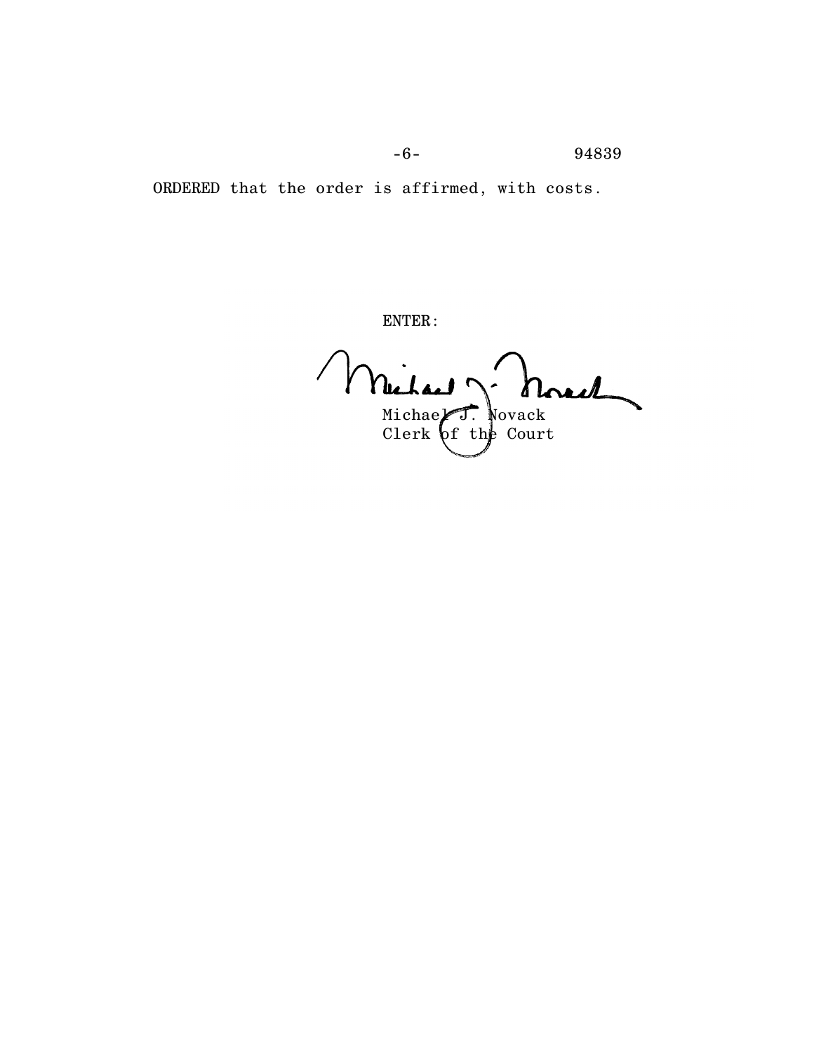ORDERED that the order is affirmed, with costs.

ENTER:

Michael J. Novack
Clerk of the Court